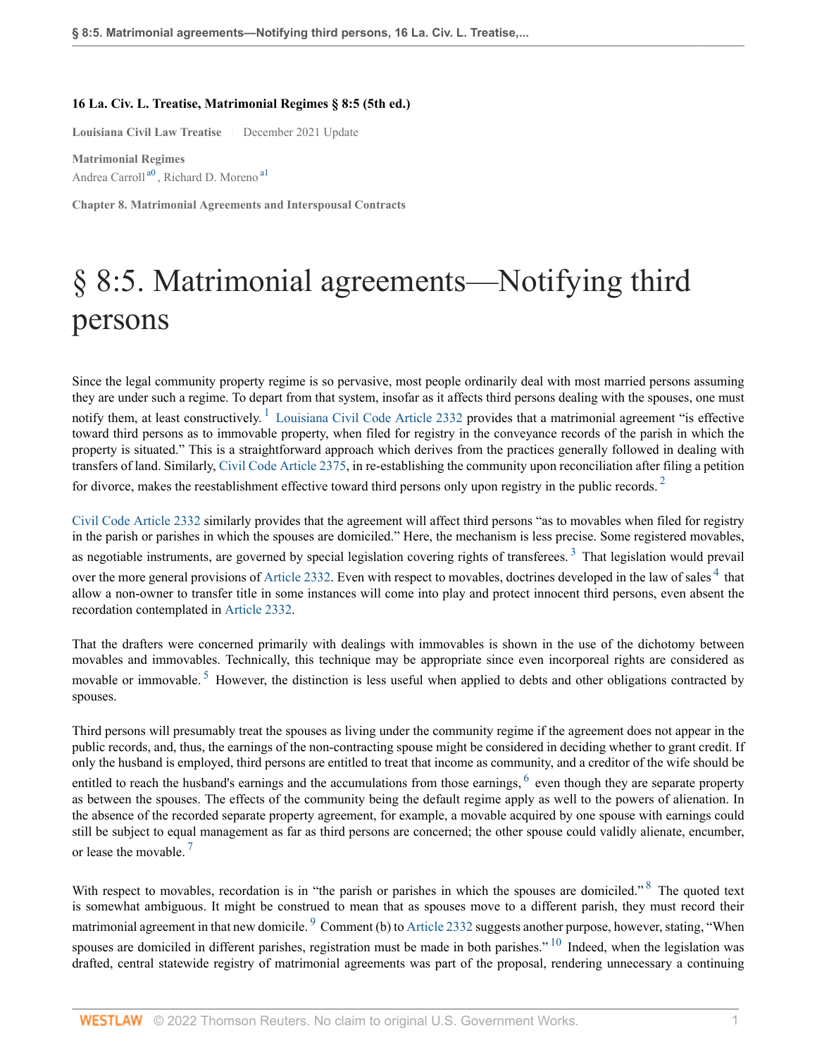**16 La. Civ. L. Treatise, Matrimonial Regimes § 8:5 (5th ed.)**

**Louisiana Civil Law Treatise** | December 2021 Update

**Matrimonial Regimes**
Andrea Carroll[a0], Richard D. Moreno[a1]

**Chapter 8. Matrimonial Agreements and Interspousal Contracts**

# § 8:5. Matrimonial agreements—Notifying third persons

Since the legal community property regime is so pervasive, most people ordinarily deal with most married persons assuming they are under such a regime. To depart from that system, insofar as it affects third persons dealing with the spouses, one must notify them, at least constructively.[1] Louisiana Civil Code Article 2332 provides that a matrimonial agreement "is effective toward third persons as to immovable property, when filed for registry in the conveyance records of the parish in which the property is situated." This is a straightforward approach which derives from the practices generally followed in dealing with transfers of land. Similarly, Civil Code Article 2375, in re-establishing the community upon reconciliation after filing a petition for divorce, makes the reestablishment effective toward third persons only upon registry in the public records.[2]

Civil Code Article 2332 similarly provides that the agreement will affect third persons "as to movables when filed for registry in the parish or parishes in which the spouses are domiciled." Here, the mechanism is less precise. Some registered movables, as negotiable instruments, are governed by special legislation covering rights of transferees.[3] That legislation would prevail over the more general provisions of Article 2332. Even with respect to movables, doctrines developed in the law of sales[4] that allow a non-owner to transfer title in some instances will come into play and protect innocent third persons, even absent the recordation contemplated in Article 2332.

That the drafters were concerned primarily with dealings with immovables is shown in the use of the dichotomy between movables and immovables. Technically, this technique may be appropriate since even incorporeal rights are considered as movable or immovable.[5] However, the distinction is less useful when applied to debts and other obligations contracted by spouses.

Third persons will presumably treat the spouses as living under the community regime if the agreement does not appear in the public records, and, thus, the earnings of the non-contracting spouse might be considered in deciding whether to grant credit. If only the husband is employed, third persons are entitled to treat that income as community, and a creditor of the wife should be entitled to reach the husband's earnings and the accumulations from those earnings,[6] even though they are separate property as between the spouses. The effects of the community being the default regime apply as well to the powers of alienation. In the absence of the recorded separate property agreement, for example, a movable acquired by one spouse with earnings could still be subject to equal management as far as third persons are concerned; the other spouse could validly alienate, encumber, or lease the movable.[7]

With respect to movables, recordation is in "the parish or parishes in which the spouses are domiciled."[8] The quoted text is somewhat ambiguous. It might be construed to mean that as spouses move to a different parish, they must record their matrimonial agreement in that new domicile.[9] Comment (b) to Article 2332 suggests another purpose, however, stating, "When spouses are domiciled in different parishes, registration must be made in both parishes."[10] Indeed, when the legislation was drafted, central statewide registry of matrimonial agreements was part of the proposal, rendering unnecessary a continuing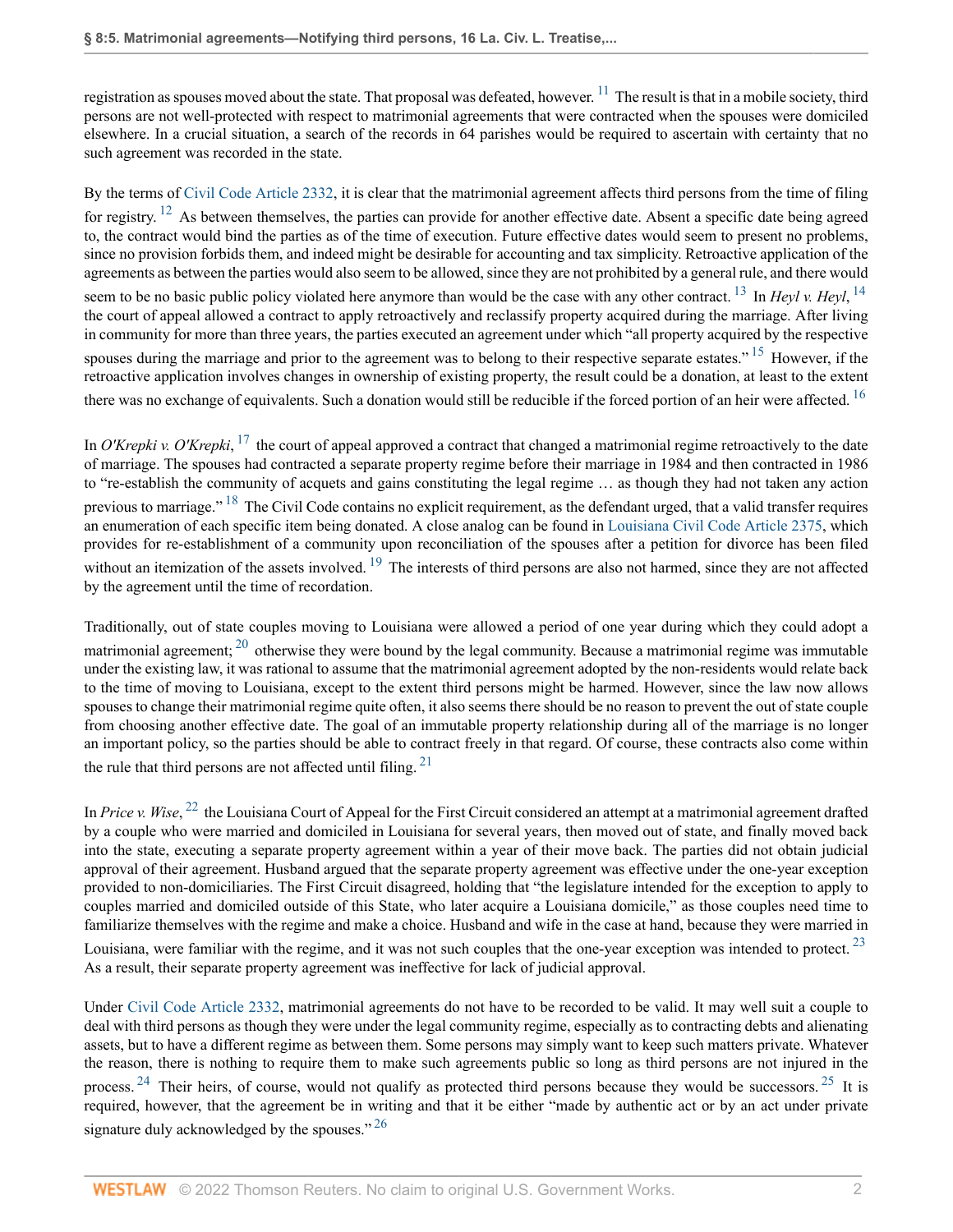registration as spouses moved about the state. That proposal was defeated, however.[11] The result is that in a mobile society, third persons are not well-protected with respect to matrimonial agreements that were contracted when the spouses were domiciled elsewhere. In a crucial situation, a search of the records in 64 parishes would be required to ascertain with certainty that no such agreement was recorded in the state.

By the terms of Civil Code Article 2332, it is clear that the matrimonial agreement affects third persons from the time of filing for registry.[12] As between themselves, the parties can provide for another effective date. Absent a specific date being agreed to, the contract would bind the parties as of the time of execution. Future effective dates would seem to present no problems, since no provision forbids them, and indeed might be desirable for accounting and tax simplicity. Retroactive application of the agreements as between the parties would also seem to be allowed, since they are not prohibited by a general rule, and there would seem to be no basic public policy violated here anymore than would be the case with any other contract.[13] In *Heyl v. Heyl*,[14] the court of appeal allowed a contract to apply retroactively and reclassify property acquired during the marriage. After living in community for more than three years, the parties executed an agreement under which "all property acquired by the respective spouses during the marriage and prior to the agreement was to belong to their respective separate estates."[15] However, if the retroactive application involves changes in ownership of existing property, the result could be a donation, at least to the extent there was no exchange of equivalents. Such a donation would still be reducible if the forced portion of an heir were affected.[16]

In *O'Krepki v. O'Krepki*,[17] the court of appeal approved a contract that changed a matrimonial regime retroactively to the date of marriage. The spouses had contracted a separate property regime before their marriage in 1984 and then contracted in 1986 to "re-establish the community of acquets and gains constituting the legal regime … as though they had not taken any action previous to marriage."[18] The Civil Code contains no explicit requirement, as the defendant urged, that a valid transfer requires an enumeration of each specific item being donated. A close analog can be found in Louisiana Civil Code Article 2375, which provides for re-establishment of a community upon reconciliation of the spouses after a petition for divorce has been filed without an itemization of the assets involved.[19] The interests of third persons are also not harmed, since they are not affected by the agreement until the time of recordation.

Traditionally, out of state couples moving to Louisiana were allowed a period of one year during which they could adopt a matrimonial agreement;[20] otherwise they were bound by the legal community. Because a matrimonial regime was immutable under the existing law, it was rational to assume that the matrimonial agreement adopted by the non-residents would relate back to the time of moving to Louisiana, except to the extent third persons might be harmed. However, since the law now allows spouses to change their matrimonial regime quite often, it also seems there should be no reason to prevent the out of state couple from choosing another effective date. The goal of an immutable property relationship during all of the marriage is no longer an important policy, so the parties should be able to contract freely in that regard. Of course, these contracts also come within the rule that third persons are not affected until filing.[21]

In *Price v. Wise*,[22] the Louisiana Court of Appeal for the First Circuit considered an attempt at a matrimonial agreement drafted by a couple who were married and domiciled in Louisiana for several years, then moved out of state, and finally moved back into the state, executing a separate property agreement within a year of their move back. The parties did not obtain judicial approval of their agreement. Husband argued that the separate property agreement was effective under the one-year exception provided to non-domiciliaries. The First Circuit disagreed, holding that "the legislature intended for the exception to apply to couples married and domiciled outside of this State, who later acquire a Louisiana domicile," as those couples need time to familiarize themselves with the regime and make a choice. Husband and wife in the case at hand, because they were married in Louisiana, were familiar with the regime, and it was not such couples that the one-year exception was intended to protect.[23] As a result, their separate property agreement was ineffective for lack of judicial approval.

Under Civil Code Article 2332, matrimonial agreements do not have to be recorded to be valid. It may well suit a couple to deal with third persons as though they were under the legal community regime, especially as to contracting debts and alienating assets, but to have a different regime as between them. Some persons may simply want to keep such matters private. Whatever the reason, there is nothing to require them to make such agreements public so long as third persons are not injured in the process.[24] Their heirs, of course, would not qualify as protected third persons because they would be successors.[25] It is required, however, that the agreement be in writing and that it be either "made by authentic act or by an act under private signature duly acknowledged by the spouses."[26]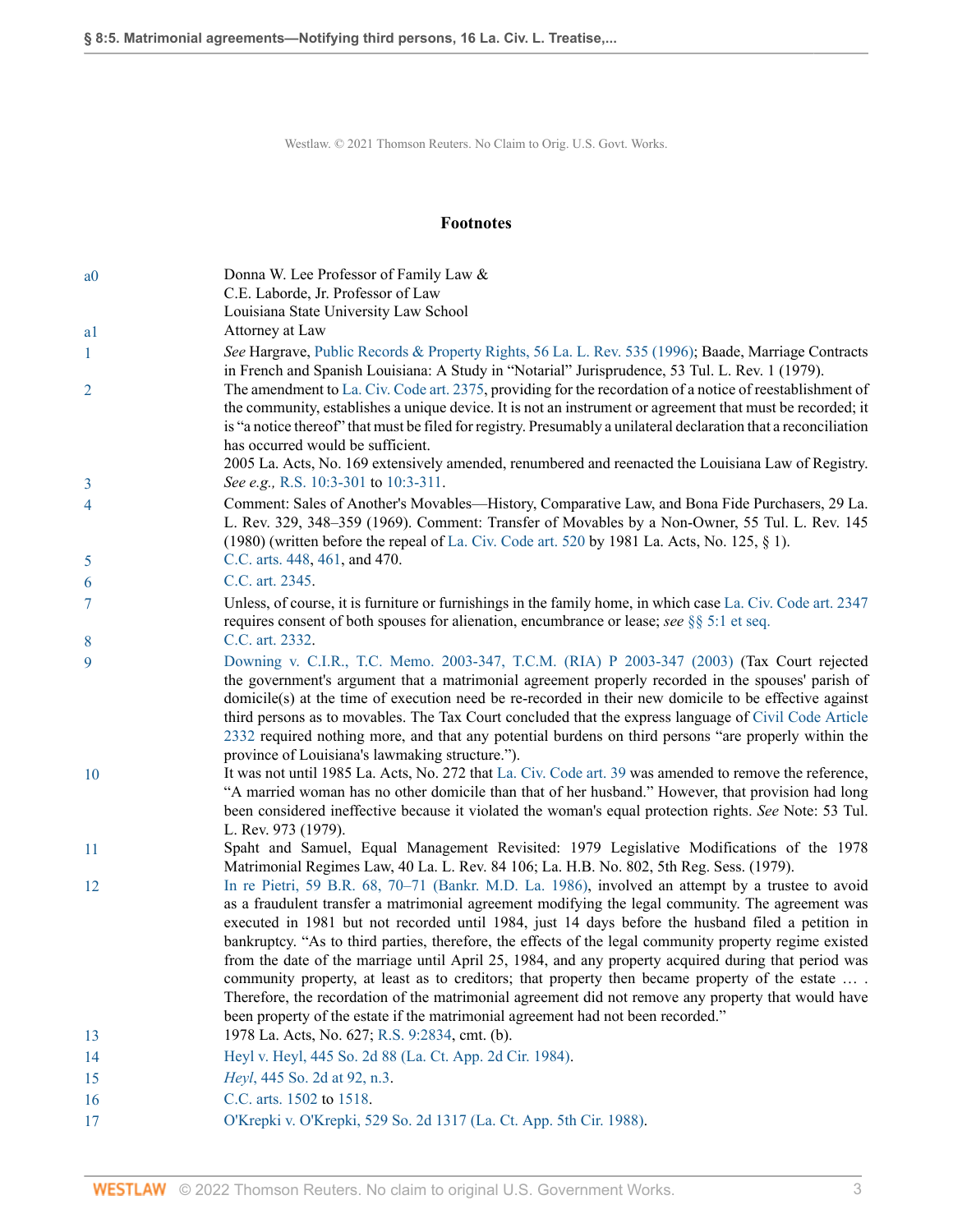Westlaw. © 2021 Thomson Reuters. No Claim to Orig. U.S. Govt. Works.

## Footnotes

a0 Donna W. Lee Professor of Family Law &
C.E. Laborde, Jr. Professor of Law
Louisiana State University Law School

a1 Attorney at Law

1 *See* Hargrave, Public Records & Property Rights, 56 La. L. Rev. 535 (1996); Baade, Marriage Contracts in French and Spanish Louisiana: A Study in "Notarial" Jurisprudence, 53 Tul. L. Rev. 1 (1979).

2 The amendment to La. Civ. Code art. 2375, providing for the recordation of a notice of reestablishment of the community, establishes a unique device. It is not an instrument or agreement that must be recorded; it is "a notice thereof" that must be filed for registry. Presumably a unilateral declaration that a reconciliation has occurred would be sufficient.

3 2005 La. Acts, No. 169 extensively amended, renumbered and reenacted the Louisiana Law of Registry. *See e.g.,* R.S. 10:3-301 to 10:3-311.

4 Comment: Sales of Another's Movables—History, Comparative Law, and Bona Fide Purchasers, 29 La. L. Rev. 329, 348–359 (1969). Comment: Transfer of Movables by a Non-Owner, 55 Tul. L. Rev. 145 (1980) (written before the repeal of La. Civ. Code art. 520 by 1981 La. Acts, No. 125, § 1).

5 C.C. arts. 448, 461, and 470.

6 C.C. art. 2345.

7 Unless, of course, it is furniture or furnishings in the family home, in which case La. Civ. Code art. 2347 requires consent of both spouses for alienation, encumbrance or lease; *see* §§ 5:1 et seq.

8 C.C. art. 2332.

9 Downing v. C.I.R., T.C. Memo. 2003-347, T.C.M. (RIA) P 2003-347 (2003) (Tax Court rejected the government's argument that a matrimonial agreement properly recorded in the spouses' parish of domicile(s) at the time of execution need be re-recorded in their new domicile to be effective against third persons as to movables. The Tax Court concluded that the express language of Civil Code Article 2332 required nothing more, and that any potential burdens on third persons "are properly within the province of Louisiana's lawmaking structure.").

10 It was not until 1985 La. Acts, No. 272 that La. Civ. Code art. 39 was amended to remove the reference, "A married woman has no other domicile than that of her husband." However, that provision had long been considered ineffective because it violated the woman's equal protection rights. *See* Note: 53 Tul. L. Rev. 973 (1979).

11 Spaht and Samuel, Equal Management Revisited: 1979 Legislative Modifications of the 1978 Matrimonial Regimes Law, 40 La. L. Rev. 84 106; La. H.B. No. 802, 5th Reg. Sess. (1979).

12 In re Pietri, 59 B.R. 68, 70–71 (Bankr. M.D. La. 1986), involved an attempt by a trustee to avoid as a fraudulent transfer a matrimonial agreement modifying the legal community. The agreement was executed in 1981 but not recorded until 1984, just 14 days before the husband filed a petition in bankruptcy. "As to third parties, therefore, the effects of the legal community property regime existed from the date of the marriage until April 25, 1984, and any property acquired during that period was community property, at least as to creditors; that property then became property of the estate … . Therefore, the recordation of the matrimonial agreement did not remove any property that would have been property of the estate if the matrimonial agreement had not been recorded."

13 1978 La. Acts, No. 627; R.S. 9:2834, cmt. (b).

14 Heyl v. Heyl, 445 So. 2d 88 (La. Ct. App. 2d Cir. 1984).

15 *Heyl*, 445 So. 2d at 92, n.3.

16 C.C. arts. 1502 to 1518.

17 O'Krepki v. O'Krepki, 529 So. 2d 1317 (La. Ct. App. 5th Cir. 1988).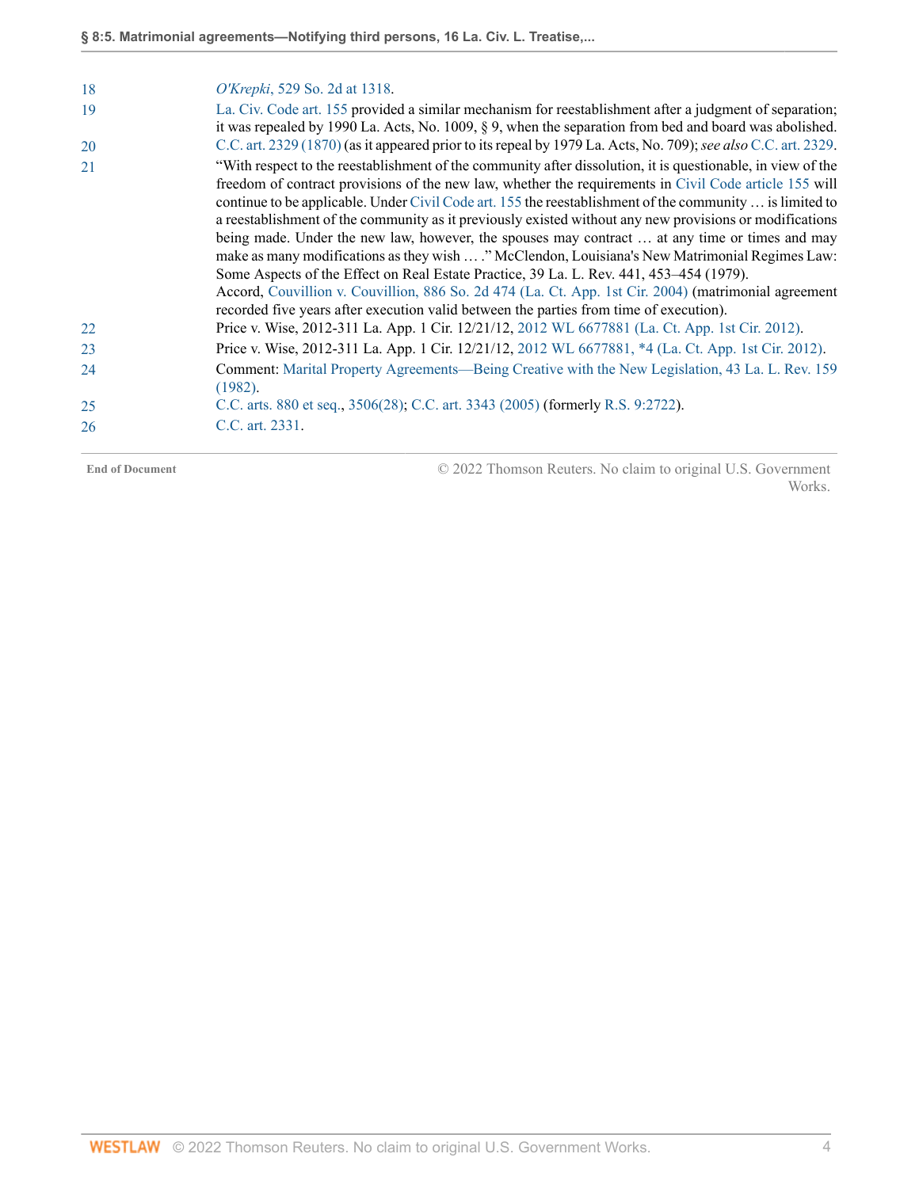18 *O'Krepki*, 529 So. 2d at 1318.

19 La. Civ. Code art. 155 provided a similar mechanism for reestablishment after a judgment of separation; it was repealed by 1990 La. Acts, No. 1009, § 9, when the separation from bed and board was abolished.

20 C.C. art. 2329 (1870) (as it appeared prior to its repeal by 1979 La. Acts, No. 709); *see also* C.C. art. 2329.

21 "With respect to the reestablishment of the community after dissolution, it is questionable, in view of the freedom of contract provisions of the new law, whether the requirements in Civil Code article 155 will continue to be applicable. Under Civil Code art. 155 the reestablishment of the community … is limited to a reestablishment of the community as it previously existed without any new provisions or modifications being made. Under the new law, however, the spouses may contract … at any time or times and may make as many modifications as they wish … ." McClendon, Louisiana's New Matrimonial Regimes Law: Some Aspects of the Effect on Real Estate Practice, 39 La. L. Rev. 441, 453–454 (1979).
Accord, Couvillion v. Couvillion, 886 So. 2d 474 (La. Ct. App. 1st Cir. 2004) (matrimonial agreement recorded five years after execution valid between the parties from time of execution).

22 Price v. Wise, 2012-311 La. App. 1 Cir. 12/21/12, 2012 WL 6677881 (La. Ct. App. 1st Cir. 2012).

23 Price v. Wise, 2012-311 La. App. 1 Cir. 12/21/12, 2012 WL 6677881, *4 (La. Ct. App. 1st Cir. 2012).

24 Comment: Marital Property Agreements—Being Creative with the New Legislation, 43 La. L. Rev. 159 (1982).

25 C.C. arts. 880 et seq., 3506(28); C.C. art. 3343 (2005) (formerly R.S. 9:2722).

26 C.C. art. 2331.

End of Document © 2022 Thomson Reuters. No claim to original U.S. Government Works.